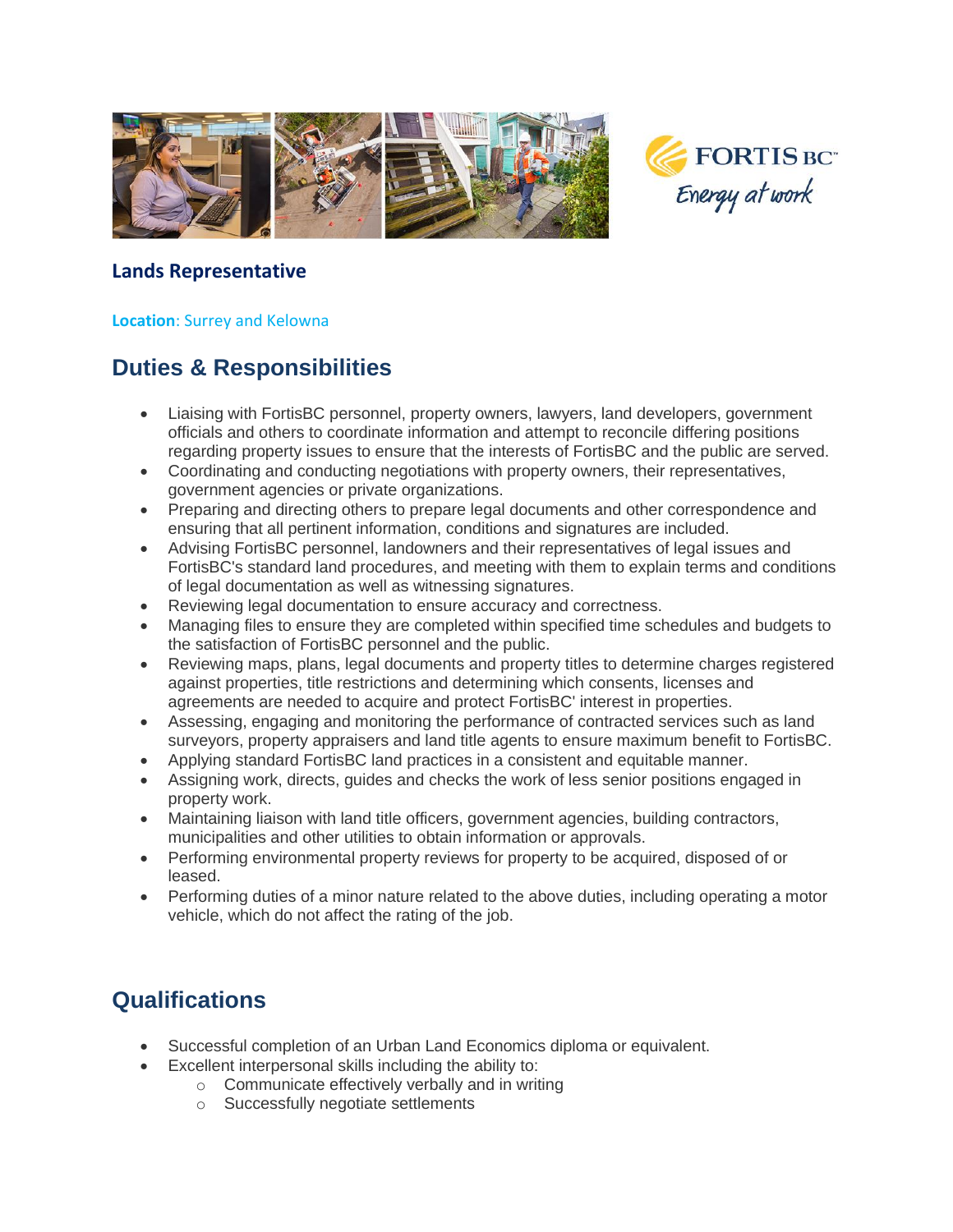# Lands Representative

**Location**: Surrey and Kelowna

## Duties & Responsibilities

- Liaising with FortisBC personnel, property owners, lawyers, land developers, government officials and others to coordinate information and attempt to reconcile differing positions regarding property issues to ensure that the interests of FortisBC and the public are served.
- Coordinating and conducting negotiations with property owners, their representatives, government agencies or private organizations.
- Preparing and directing others to prepare legal documents and other correspondence and ensuring that all pertinent information, conditions and signatures are included.
- Advising FortisBC personnel, landowners and their representatives of legal issues and FortisBC's standard land procedures, and meeting with them to explain terms and conditions of legal documentation as well as witnessing signatures.
- Reviewing legal documentation to ensure accuracy and correctness.
- Managing files to ensure they are completed within specified time schedules and budgets to the satisfaction of FortisBC personnel and the public.
- Reviewing maps, plans, legal documents and property titles to determine charges registered against properties, title restrictions and determining which consents, licenses and agreements are needed to acquire and protect FortisBC' interest in properties.
- Assessing, engaging and monitoring the performance of contracted services such as land surveyors, property appraisers and land title agents to ensure maximum benefit to FortisBC.
- Applying standard FortisBC land practices in a consistent and equitable manner.
- Assigning work, directs, guides and checks the work of less senior positions engaged in property work.
- Maintaining liaison with land title officers, government agencies, building contractors, municipalities and other utilities to obtain information or approvals.
- Performing environmental property reviews for property to be acquired, disposed of or leased.
- Performing duties of a minor nature related to the above duties, including operating a motor vehicle, which do not affect the rating of the job.

## Qualifications

- Successful completion of an Urban Land Economics diploma or equivalent.
- Excellent interpersonal skills including the ability to:
  - Communicate effectively verbally and in writing
  - Successfully negotiate settlements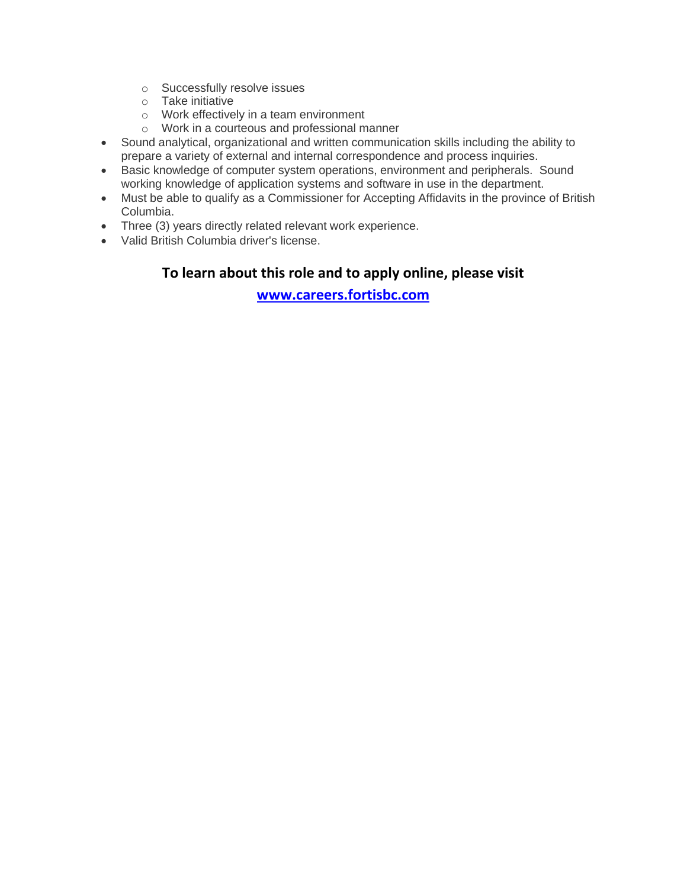- Successfully resolve issues
    - Take initiative
    - Work effectively in a team environment
    - Work in a courteous and professional manner
- Sound analytical, organizational and written communication skills including the ability to prepare a variety of external and internal correspondence and process inquiries.
- Basic knowledge of computer system operations, environment and peripherals. Sound working knowledge of application systems and software in use in the department.
- Must be able to qualify as a Commissioner for Accepting Affidavits in the province of British Columbia.
- Three (3) years directly related relevant work experience.
- Valid British Columbia driver's license.

**To learn about this role and to apply online, please visit**

**[www.careers.fortisbc.com](www.careers.fortisbc.com)**